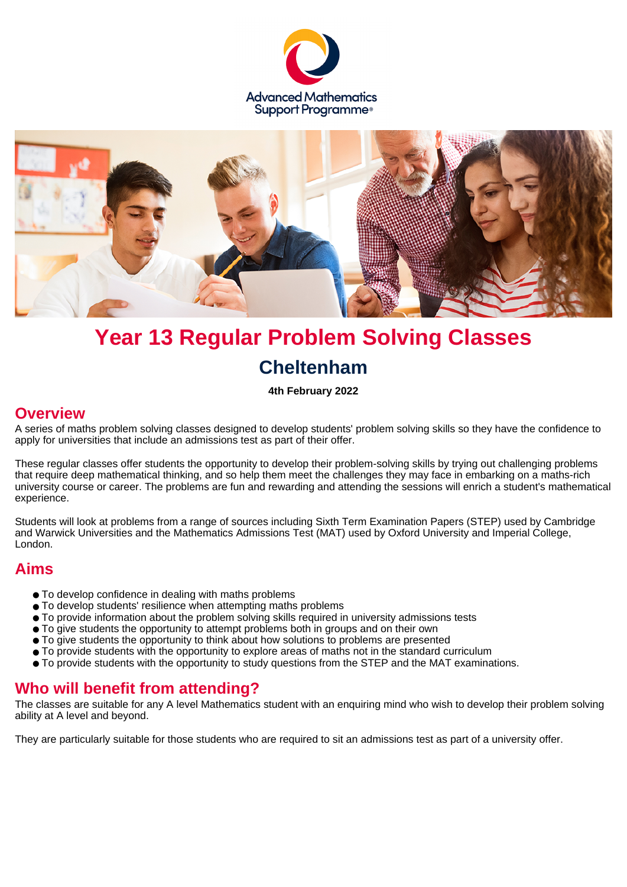Advanced Mathematics Support Programme®

# Year 13 Regular Problem Solving Classes

## Cheltenham

**4th February 2022**

## Overview

A series of maths problem solving classes designed to develop students' problem solving skills so they have the confidence to apply for universities that include an admissions test as part of their offer.

These regular classes offer students the opportunity to develop their problem-solving skills by trying out challenging problems that require deep mathematical thinking, and so help them meet the challenges they may face in embarking on a maths-rich university course or career. The problems are fun and rewarding and attending the sessions will enrich a student's mathematical experience.

Students will look at problems from a range of sources including Sixth Term Examination Papers (STEP) used by Cambridge and Warwick Universities and the Mathematics Admissions Test (MAT) used by Oxford University and Imperial College, London.

## Aims

- To develop confidence in dealing with maths problems
- To develop students' resilience when attempting maths problems
- To provide information about the problem solving skills required in university admissions tests
- To give students the opportunity to attempt problems both in groups and on their own
- To give students the opportunity to think about how solutions to problems are presented
- To provide students with the opportunity to explore areas of maths not in the standard curriculum
- To provide students with the opportunity to study questions from the STEP and the MAT examinations.

## Who will benefit from attending?

The classes are suitable for any A level Mathematics student with an enquiring mind who wish to develop their problem solving ability at A level and beyond.

They are particularly suitable for those students who are required to sit an admissions test as part of a university offer.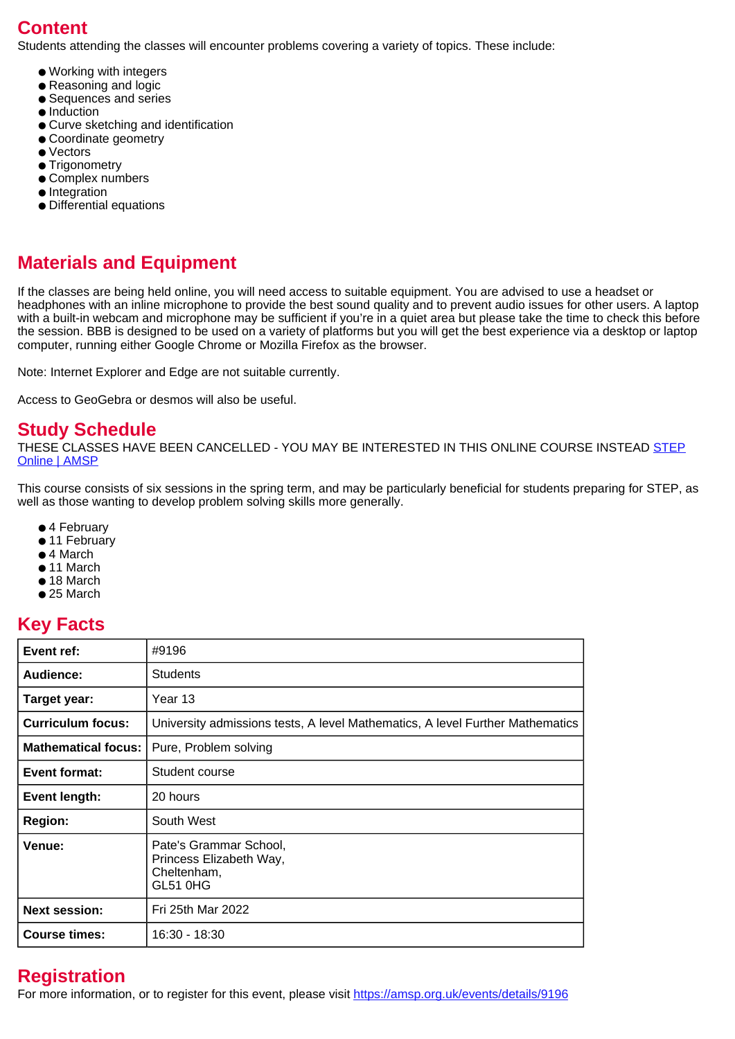## Content

Students attending the classes will encounter problems covering a variety of topics. These include:

- Working with integers
- Reasoning and logic
- Sequences and series
- Induction
- Curve sketching and identification
- Coordinate geometry
- Vectors
- Trigonometry
- Complex numbers
- Integration
- Differential equations

## Materials and Equipment

If the classes are being held online, you will need access to suitable equipment. You are advised to use a headset or headphones with an inline microphone to provide the best sound quality and to prevent audio issues for other users. A laptop with a built-in webcam and microphone may be sufficient if you're in a quiet area but please take the time to check this before the session. BBB is designed to be used on a variety of platforms but you will get the best experience via a desktop or laptop computer, running either Google Chrome or Mozilla Firefox as the browser.

Note: Internet Explorer and Edge are not suitable currently.

Access to GeoGebra or desmos will also be useful.

## Study Schedule

THESE CLASSES HAVE BEEN CANCELLED - YOU MAY BE INTERESTED IN THIS ONLINE COURSE INSTEAD [STEP Online | AMSP]

This course consists of six sessions in the spring term, and may be particularly beneficial for students preparing for STEP, as well as those wanting to develop problem solving skills more generally.

- 4 February
- 11 February
- 4 March
- 11 March
- 18 March
- 25 March

## Key Facts

| | |
|---|---|
| **Event ref:** | #9196 |
| **Audience:** | Students |
| **Target year:** | Year 13 |
| **Curriculum focus:** | University admissions tests, A level Mathematics, A level Further Mathematics |
| **Mathematical focus:** | Pure, Problem solving |
| **Event format:** | Student course |
| **Event length:** | 20 hours |
| **Region:** | South West |
| **Venue:** | Pate's Grammar School, Princess Elizabeth Way, Cheltenham, GL51 0HG |
| **Next session:** | Fri 25th Mar 2022 |
| **Course times:** | 16:30 - 18:30 |

## Registration

For more information, or to register for this event, please visit https://amsp.org.uk/events/details/9196